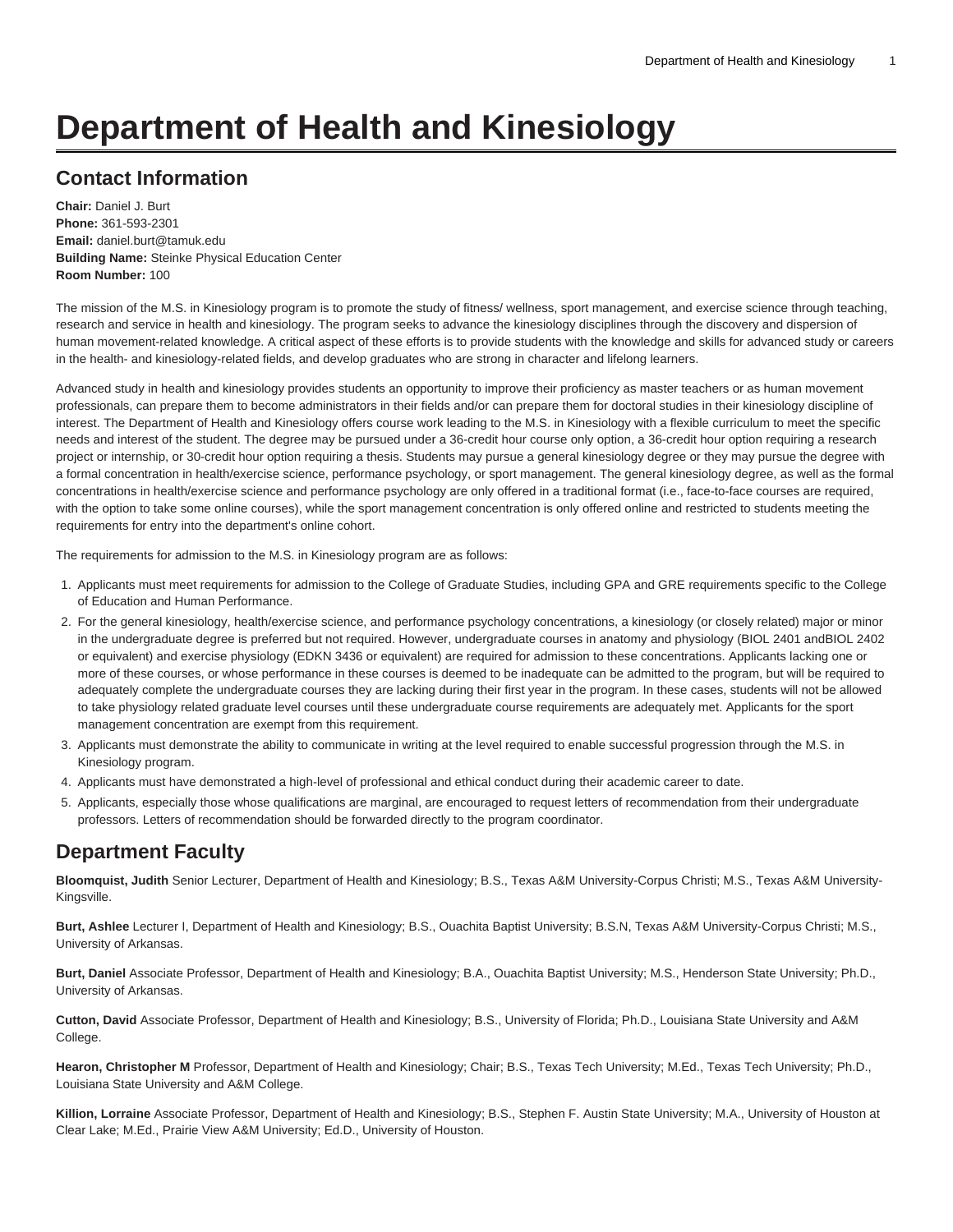# Department of Health and Kinesiology

## Contact Information

**Chair:** Daniel J. Burt
**Phone:** 361-593-2301
**Email:** daniel.burt@tamuk.edu
**Building Name:** Steinke Physical Education Center
**Room Number:** 100

The mission of the M.S. in Kinesiology program is to promote the study of fitness/ wellness, sport management, and exercise science through teaching, research and service in health and kinesiology. The program seeks to advance the kinesiology disciplines through the discovery and dispersion of human movement-related knowledge. A critical aspect of these efforts is to provide students with the knowledge and skills for advanced study or careers in the health- and kinesiology-related fields, and develop graduates who are strong in character and lifelong learners.

Advanced study in health and kinesiology provides students an opportunity to improve their proficiency as master teachers or as human movement professionals, can prepare them to become administrators in their fields and/or can prepare them for doctoral studies in their kinesiology discipline of interest. The Department of Health and Kinesiology offers course work leading to the M.S. in Kinesiology with a flexible curriculum to meet the specific needs and interest of the student. The degree may be pursued under a 36-credit hour course only option, a 36-credit hour option requiring a research project or internship, or 30-credit hour option requiring a thesis. Students may pursue a general kinesiology degree or they may pursue the degree with a formal concentration in health/exercise science, performance psychology, or sport management. The general kinesiology degree, as well as the formal concentrations in health/exercise science and performance psychology are only offered in a traditional format (i.e., face-to-face courses are required, with the option to take some online courses), while the sport management concentration is only offered online and restricted to students meeting the requirements for entry into the department's online cohort.

The requirements for admission to the M.S. in Kinesiology program are as follows:

1. Applicants must meet requirements for admission to the College of Graduate Studies, including GPA and GRE requirements specific to the College of Education and Human Performance.
2. For the general kinesiology, health/exercise science, and performance psychology concentrations, a kinesiology (or closely related) major or minor in the undergraduate degree is preferred but not required. However, undergraduate courses in anatomy and physiology (BIOL 2401 andBIOL 2402 or equivalent) and exercise physiology (EDKN 3436 or equivalent) are required for admission to these concentrations. Applicants lacking one or more of these courses, or whose performance in these courses is deemed to be inadequate can be admitted to the program, but will be required to adequately complete the undergraduate courses they are lacking during their first year in the program. In these cases, students will not be allowed to take physiology related graduate level courses until these undergraduate course requirements are adequately met. Applicants for the sport management concentration are exempt from this requirement.
3. Applicants must demonstrate the ability to communicate in writing at the level required to enable successful progression through the M.S. in Kinesiology program.
4. Applicants must have demonstrated a high-level of professional and ethical conduct during their academic career to date.
5. Applicants, especially those whose qualifications are marginal, are encouraged to request letters of recommendation from their undergraduate professors. Letters of recommendation should be forwarded directly to the program coordinator.

## Department Faculty

**Bloomquist, Judith** Senior Lecturer, Department of Health and Kinesiology; B.S., Texas A&M University-Corpus Christi; M.S., Texas A&M University-Kingsville.

**Burt, Ashlee** Lecturer I, Department of Health and Kinesiology; B.S., Ouachita Baptist University; B.S.N, Texas A&M University-Corpus Christi; M.S., University of Arkansas.

**Burt, Daniel** Associate Professor, Department of Health and Kinesiology; B.A., Ouachita Baptist University; M.S., Henderson State University; Ph.D., University of Arkansas.

**Cutton, David** Associate Professor, Department of Health and Kinesiology; B.S., University of Florida; Ph.D., Louisiana State University and A&M College.

**Hearon, Christopher M** Professor, Department of Health and Kinesiology; Chair; B.S., Texas Tech University; M.Ed., Texas Tech University; Ph.D., Louisiana State University and A&M College.

**Killion, Lorraine** Associate Professor, Department of Health and Kinesiology; B.S., Stephen F. Austin State University; M.A., University of Houston at Clear Lake; M.Ed., Prairie View A&M University; Ed.D., University of Houston.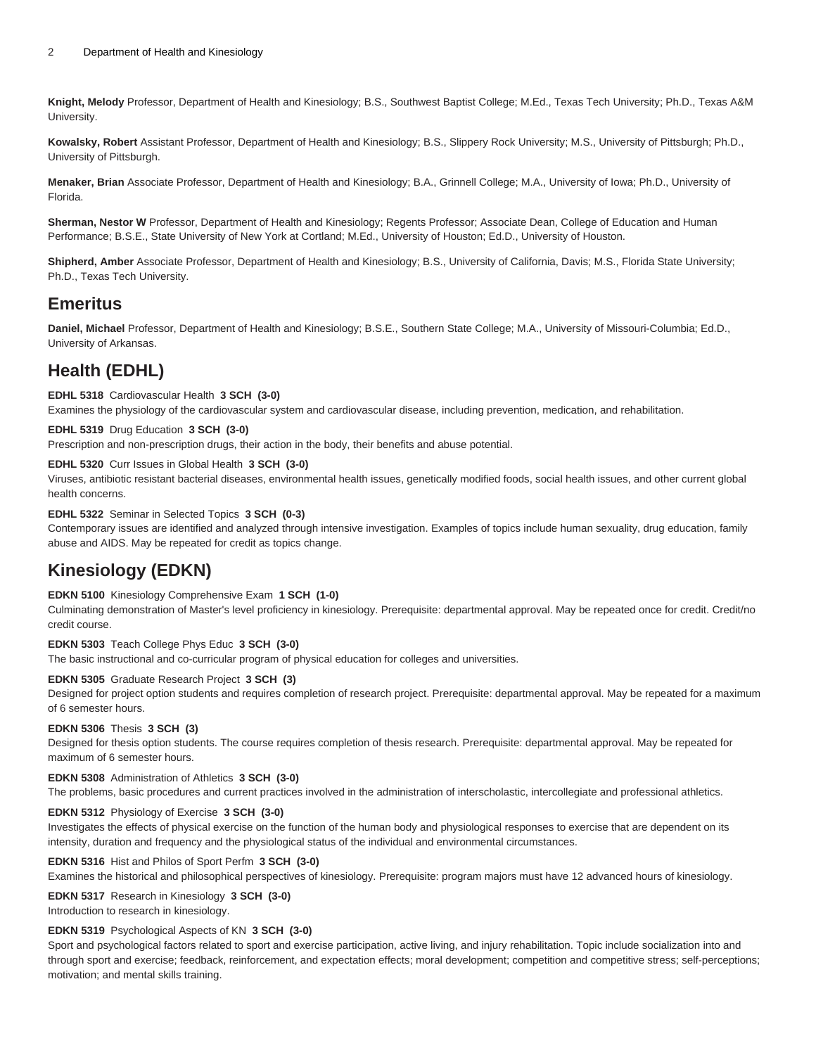**Knight, Melody** Professor, Department of Health and Kinesiology; B.S., Southwest Baptist College; M.Ed., Texas Tech University; Ph.D., Texas A&M University.

**Kowalsky, Robert** Assistant Professor, Department of Health and Kinesiology; B.S., Slippery Rock University; M.S., University of Pittsburgh; Ph.D., University of Pittsburgh.

**Menaker, Brian** Associate Professor, Department of Health and Kinesiology; B.A., Grinnell College; M.A., University of Iowa; Ph.D., University of Florida.

**Sherman, Nestor W** Professor, Department of Health and Kinesiology; Regents Professor; Associate Dean, College of Education and Human Performance; B.S.E., State University of New York at Cortland; M.Ed., University of Houston; Ed.D., University of Houston.

**Shipherd, Amber** Associate Professor, Department of Health and Kinesiology; B.S., University of California, Davis; M.S., Florida State University; Ph.D., Texas Tech University.

## Emeritus

**Daniel, Michael** Professor, Department of Health and Kinesiology; B.S.E., Southern State College; M.A., University of Missouri-Columbia; Ed.D., University of Arkansas.

## Health (EDHL)

**EDHL 5318** Cardiovascular Health **3 SCH (3-0)**
Examines the physiology of the cardiovascular system and cardiovascular disease, including prevention, medication, and rehabilitation.

**EDHL 5319** Drug Education **3 SCH (3-0)**
Prescription and non-prescription drugs, their action in the body, their benefits and abuse potential.

**EDHL 5320** Curr Issues in Global Health **3 SCH (3-0)**
Viruses, antibiotic resistant bacterial diseases, environmental health issues, genetically modified foods, social health issues, and other current global health concerns.

**EDHL 5322** Seminar in Selected Topics **3 SCH (0-3)**
Contemporary issues are identified and analyzed through intensive investigation. Examples of topics include human sexuality, drug education, family abuse and AIDS. May be repeated for credit as topics change.

## Kinesiology (EDKN)

**EDKN 5100** Kinesiology Comprehensive Exam **1 SCH (1-0)**
Culminating demonstration of Master's level proficiency in kinesiology. Prerequisite: departmental approval. May be repeated once for credit. Credit/no credit course.

**EDKN 5303** Teach College Phys Educ **3 SCH (3-0)**
The basic instructional and co-curricular program of physical education for colleges and universities.

**EDKN 5305** Graduate Research Project **3 SCH (3)**
Designed for project option students and requires completion of research project. Prerequisite: departmental approval. May be repeated for a maximum of 6 semester hours.

**EDKN 5306** Thesis **3 SCH (3)**
Designed for thesis option students. The course requires completion of thesis research. Prerequisite: departmental approval. May be repeated for maximum of 6 semester hours.

**EDKN 5308** Administration of Athletics **3 SCH (3-0)**
The problems, basic procedures and current practices involved in the administration of interscholastic, intercollegiate and professional athletics.

**EDKN 5312** Physiology of Exercise **3 SCH (3-0)**
Investigates the effects of physical exercise on the function of the human body and physiological responses to exercise that are dependent on its intensity, duration and frequency and the physiological status of the individual and environmental circumstances.

**EDKN 5316** Hist and Philos of Sport Perfm **3 SCH (3-0)**
Examines the historical and philosophical perspectives of kinesiology. Prerequisite: program majors must have 12 advanced hours of kinesiology.

**EDKN 5317** Research in Kinesiology **3 SCH (3-0)**
Introduction to research in kinesiology.

**EDKN 5319** Psychological Aspects of KN **3 SCH (3-0)**
Sport and psychological factors related to sport and exercise participation, active living, and injury rehabilitation. Topic include socialization into and through sport and exercise; feedback, reinforcement, and expectation effects; moral development; competition and competitive stress; self-perceptions; motivation; and mental skills training.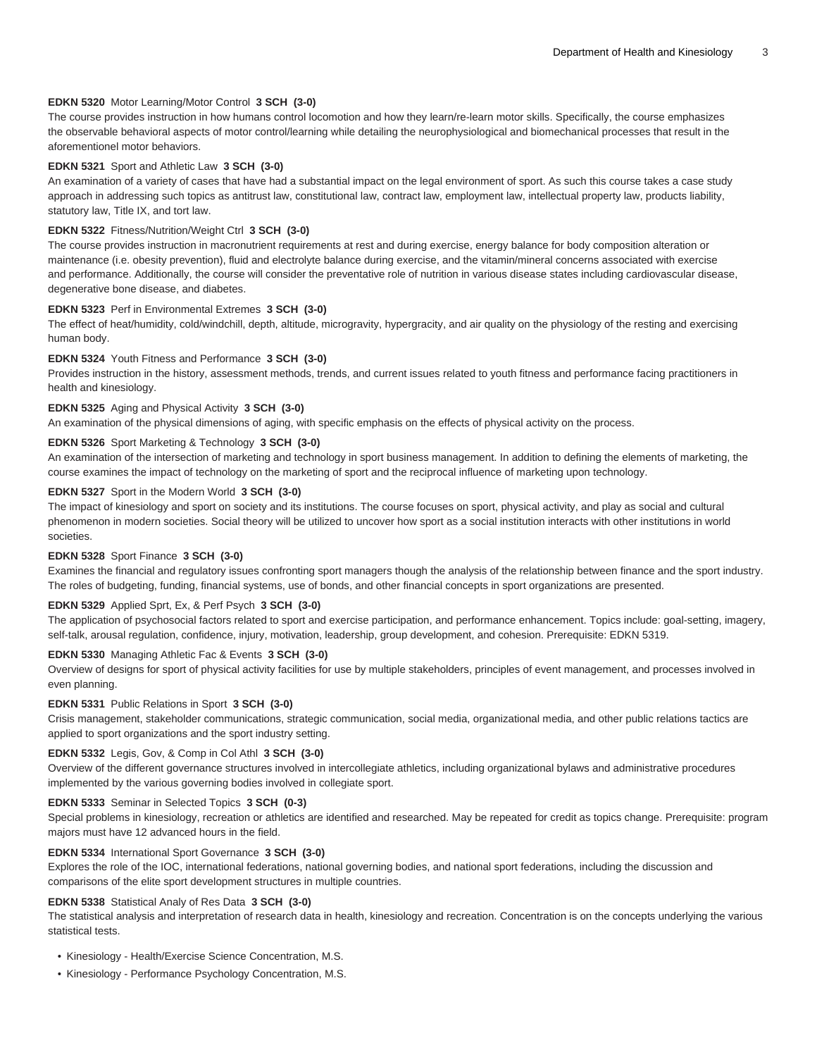**EDKN 5320** Motor Learning/Motor Control **3 SCH (3-0)**
The course provides instruction in how humans control locomotion and how they learn/re-learn motor skills. Specifically, the course emphasizes the observable behavioral aspects of motor control/learning while detailing the neurophysiological and biomechanical processes that result in the aforementionel motor behaviors.

**EDKN 5321** Sport and Athletic Law **3 SCH (3-0)**
An examination of a variety of cases that have had a substantial impact on the legal environment of sport. As such this course takes a case study approach in addressing such topics as antitrust law, constitutional law, contract law, employment law, intellectual property law, products liability, statutory law, Title IX, and tort law.

**EDKN 5322** Fitness/Nutrition/Weight Ctrl **3 SCH (3-0)**
The course provides instruction in macronutrient requirements at rest and during exercise, energy balance for body composition alteration or maintenance (i.e. obesity prevention), fluid and electrolyte balance during exercise, and the vitamin/mineral concerns associated with exercise and performance. Additionally, the course will consider the preventative role of nutrition in various disease states including cardiovascular disease, degenerative bone disease, and diabetes.

**EDKN 5323** Perf in Environmental Extremes **3 SCH (3-0)**
The effect of heat/humidity, cold/windchill, depth, altitude, microgravity, hypergracity, and air quality on the physiology of the resting and exercising human body.

**EDKN 5324** Youth Fitness and Performance **3 SCH (3-0)**
Provides instruction in the history, assessment methods, trends, and current issues related to youth fitness and performance facing practitioners in health and kinesiology.

**EDKN 5325** Aging and Physical Activity **3 SCH (3-0)**
An examination of the physical dimensions of aging, with specific emphasis on the effects of physical activity on the process.

**EDKN 5326** Sport Marketing & Technology **3 SCH (3-0)**
An examination of the intersection of marketing and technology in sport business management. In addition to defining the elements of marketing, the course examines the impact of technology on the marketing of sport and the reciprocal influence of marketing upon technology.

**EDKN 5327** Sport in the Modern World **3 SCH (3-0)**
The impact of kinesiology and sport on society and its institutions. The course focuses on sport, physical activity, and play as social and cultural phenomenon in modern societies. Social theory will be utilized to uncover how sport as a social institution interacts with other institutions in world societies.

**EDKN 5328** Sport Finance **3 SCH (3-0)**
Examines the financial and regulatory issues confronting sport managers though the analysis of the relationship between finance and the sport industry. The roles of budgeting, funding, financial systems, use of bonds, and other financial concepts in sport organizations are presented.

**EDKN 5329** Applied Sprt, Ex, & Perf Psych **3 SCH (3-0)**
The application of psychosocial factors related to sport and exercise participation, and performance enhancement. Topics include: goal-setting, imagery, self-talk, arousal regulation, confidence, injury, motivation, leadership, group development, and cohesion. Prerequisite: EDKN 5319.

**EDKN 5330** Managing Athletic Fac & Events **3 SCH (3-0)**
Overview of designs for sport of physical activity facilities for use by multiple stakeholders, principles of event management, and processes involved in even planning.

**EDKN 5331** Public Relations in Sport **3 SCH (3-0)**
Crisis management, stakeholder communications, strategic communication, social media, organizational media, and other public relations tactics are applied to sport organizations and the sport industry setting.

**EDKN 5332** Legis, Gov, & Comp in Col Athl **3 SCH (3-0)**
Overview of the different governance structures involved in intercollegiate athletics, including organizational bylaws and administrative procedures implemented by the various governing bodies involved in collegiate sport.

**EDKN 5333** Seminar in Selected Topics **3 SCH (0-3)**
Special problems in kinesiology, recreation or athletics are identified and researched. May be repeated for credit as topics change. Prerequisite: program majors must have 12 advanced hours in the field.

**EDKN 5334** International Sport Governance **3 SCH (3-0)**
Explores the role of the IOC, international federations, national governing bodies, and national sport federations, including the discussion and comparisons of the elite sport development structures in multiple countries.

**EDKN 5338** Statistical Analy of Res Data **3 SCH (3-0)**
The statistical analysis and interpretation of research data in health, kinesiology and recreation. Concentration is on the concepts underlying the various statistical tests.

- Kinesiology - Health/Exercise Science Concentration, M.S.
- Kinesiology - Performance Psychology Concentration, M.S.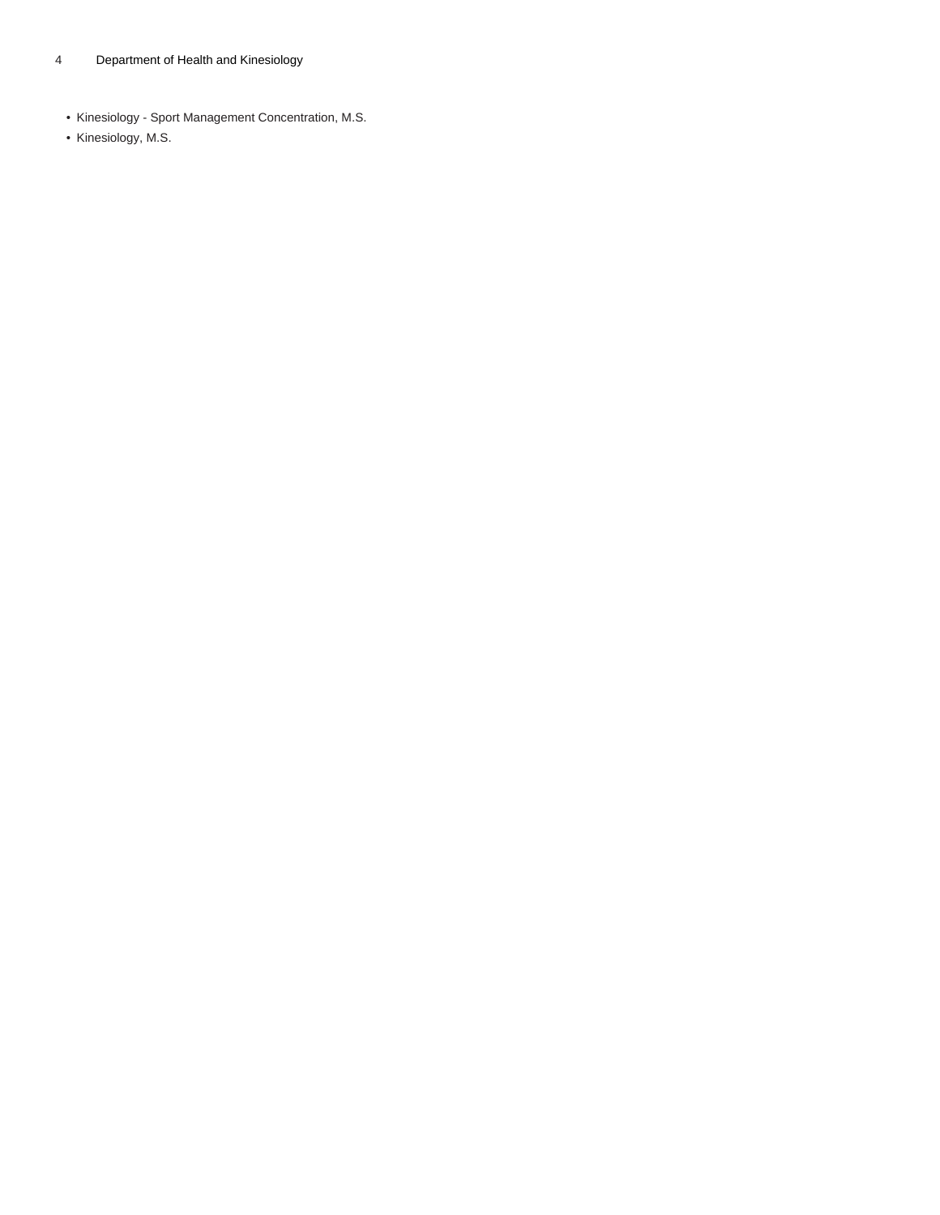- Kinesiology - Sport Management Concentration, M.S.
- Kinesiology, M.S.